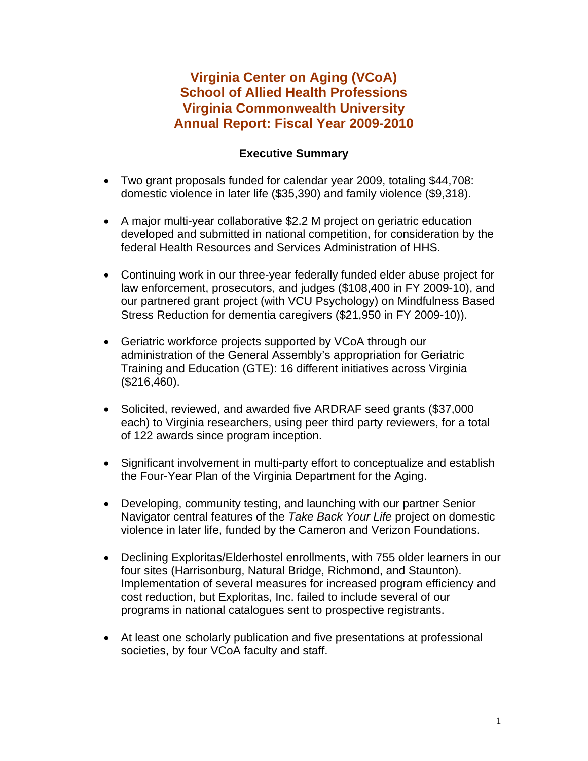# Virginia Center on Aging (VCoA)
# School of Allied Health Professions
# Virginia Commonwealth University
# Annual Report: Fiscal Year 2009-2010

## Executive Summary

- Two grant proposals funded for calendar year 2009, totaling $44,708: domestic violence in later life ($35,390) and family violence ($9,318).

- A major multi-year collaborative $2.2 M project on geriatric education developed and submitted in national competition, for consideration by the federal Health Resources and Services Administration of HHS.

- Continuing work in our three-year federally funded elder abuse project for law enforcement, prosecutors, and judges ($108,400 in FY 2009-10), and our partnered grant project (with VCU Psychology) on Mindfulness Based Stress Reduction for dementia caregivers ($21,950 in FY 2009-10)).

- Geriatric workforce projects supported by VCoA through our administration of the General Assembly's appropriation for Geriatric Training and Education (GTE): 16 different initiatives across Virginia ($216,460).

- Solicited, reviewed, and awarded five ARDRAF seed grants ($37,000 each) to Virginia researchers, using peer third party reviewers, for a total of 122 awards since program inception.

- Significant involvement in multi-party effort to conceptualize and establish the Four-Year Plan of the Virginia Department for the Aging.

- Developing, community testing, and launching with our partner Senior Navigator central features of the *Take Back Your Life* project on domestic violence in later life, funded by the Cameron and Verizon Foundations.

- Declining Exploritas/Elderhostel enrollments, with 755 older learners in our four sites (Harrisonburg, Natural Bridge, Richmond, and Staunton). Implementation of several measures for increased program efficiency and cost reduction, but Exploritas, Inc. failed to include several of our programs in national catalogues sent to prospective registrants.

- At least one scholarly publication and five presentations at professional societies, by four VCoA faculty and staff.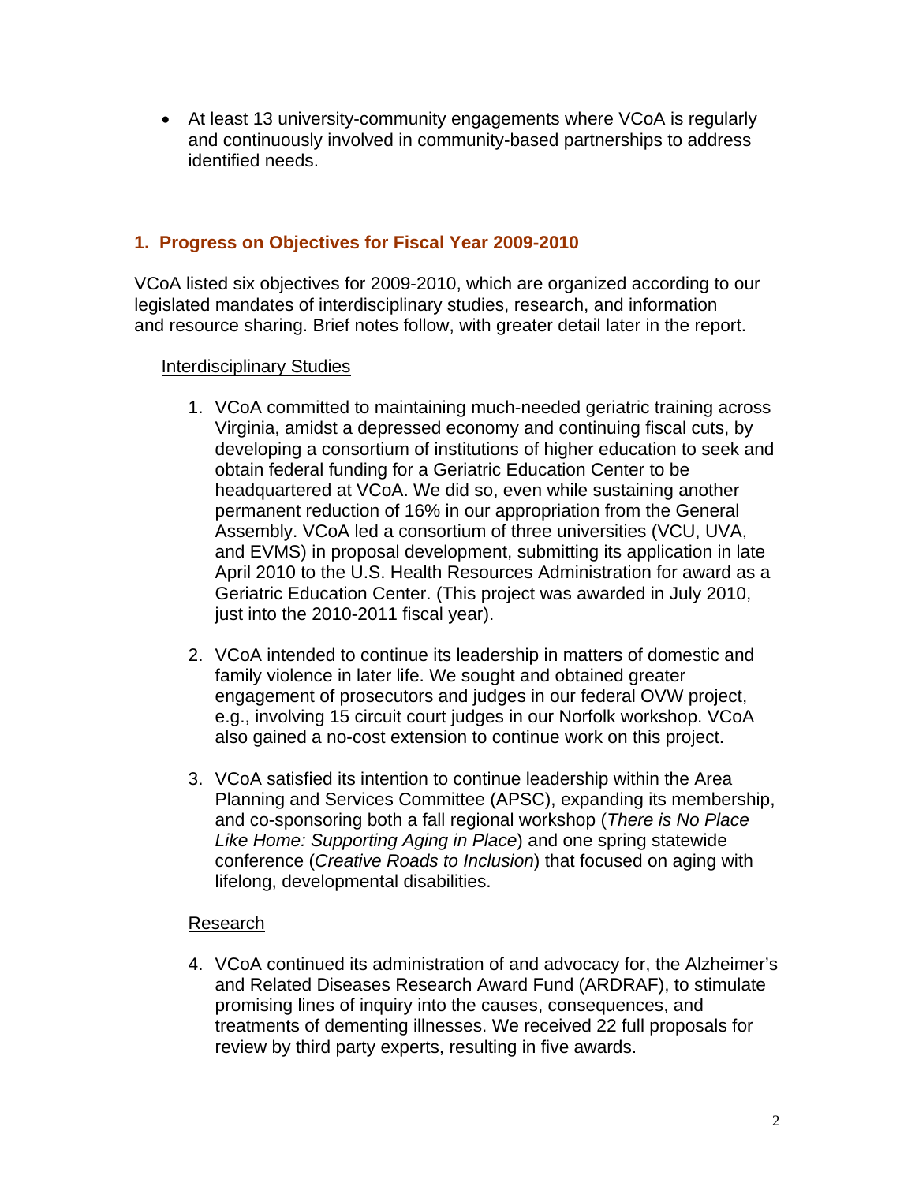- At least 13 university-community engagements where VCoA is regularly and continuously involved in community-based partnerships to address identified needs.

## 1. Progress on Objectives for Fiscal Year 2009-2010

VCoA listed six objectives for 2009-2010, which are organized according to our legislated mandates of interdisciplinary studies, research, and information and resource sharing. Brief notes follow, with greater detail later in the report.

Interdisciplinary Studies

1. VCoA committed to maintaining much-needed geriatric training across Virginia, amidst a depressed economy and continuing fiscal cuts, by developing a consortium of institutions of higher education to seek and obtain federal funding for a Geriatric Education Center to be headquartered at VCoA. We did so, even while sustaining another permanent reduction of 16% in our appropriation from the General Assembly. VCoA led a consortium of three universities (VCU, UVA, and EVMS) in proposal development, submitting its application in late April 2010 to the U.S. Health Resources Administration for award as a Geriatric Education Center. (This project was awarded in July 2010, just into the 2010-2011 fiscal year).

2. VCoA intended to continue its leadership in matters of domestic and family violence in later life. We sought and obtained greater engagement of prosecutors and judges in our federal OVW project, e.g., involving 15 circuit court judges in our Norfolk workshop. VCoA also gained a no-cost extension to continue work on this project.

3. VCoA satisfied its intention to continue leadership within the Area Planning and Services Committee (APSC), expanding its membership, and co-sponsoring both a fall regional workshop (*There is No Place Like Home: Supporting Aging in Place*) and one spring statewide conference (*Creative Roads to Inclusion*) that focused on aging with lifelong, developmental disabilities.

Research

4. VCoA continued its administration of and advocacy for, the Alzheimer's and Related Diseases Research Award Fund (ARDRAF), to stimulate promising lines of inquiry into the causes, consequences, and treatments of dementing illnesses. We received 22 full proposals for review by third party experts, resulting in five awards.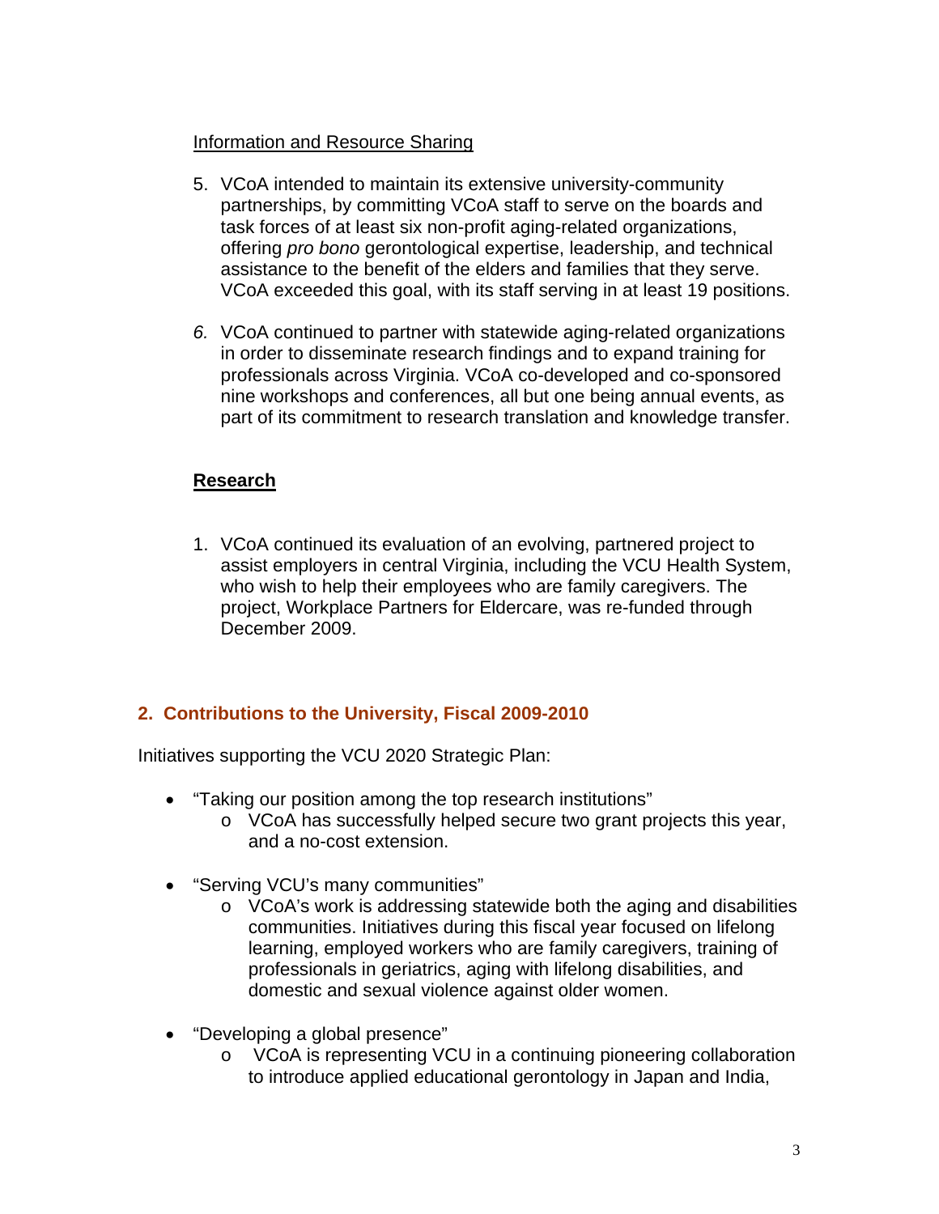Information and Resource Sharing

5. VCoA intended to maintain its extensive university-community partnerships, by committing VCoA staff to serve on the boards and task forces of at least six non-profit aging-related organizations, offering *pro bono* gerontological expertise, leadership, and technical assistance to the benefit of the elders and families that they serve. VCoA exceeded this goal, with its staff serving in at least 19 positions.

6. VCoA continued to partner with statewide aging-related organizations in order to disseminate research findings and to expand training for professionals across Virginia. VCoA co-developed and co-sponsored nine workshops and conferences, all but one being annual events, as part of its commitment to research translation and knowledge transfer.

**Research**

1. VCoA continued its evaluation of an evolving, partnered project to assist employers in central Virginia, including the VCU Health System, who wish to help their employees who are family caregivers. The project, Workplace Partners for Eldercare, was re-funded through December 2009.

## 2. Contributions to the University, Fiscal 2009-2010

Initiatives supporting the VCU 2020 Strategic Plan:

- "Taking our position among the top research institutions"
  - VCoA has successfully helped secure two grant projects this year, and a no-cost extension.
- "Serving VCU's many communities"
  - VCoA's work is addressing statewide both the aging and disabilities communities. Initiatives during this fiscal year focused on lifelong learning, employed workers who are family caregivers, training of professionals in geriatrics, aging with lifelong disabilities, and domestic and sexual violence against older women.
- "Developing a global presence"
  - VCoA is representing VCU in a continuing pioneering collaboration to introduce applied educational gerontology in Japan and India,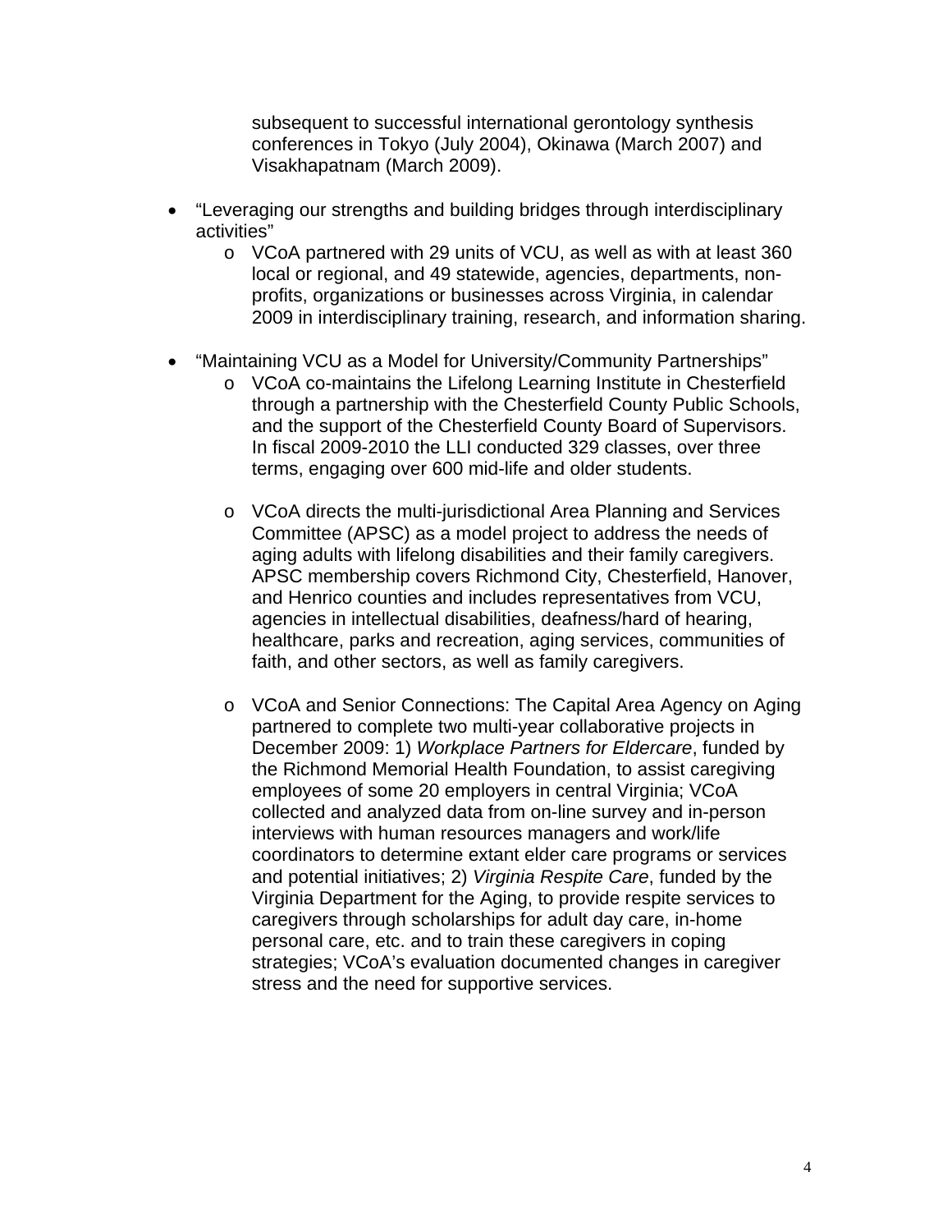subsequent to successful international gerontology synthesis conferences in Tokyo (July 2004), Okinawa (March 2007) and Visakhapatnam (March 2009).

- "Leveraging our strengths and building bridges through interdisciplinary activities"
  - VCoA partnered with 29 units of VCU, as well as with at least 360 local or regional, and 49 statewide, agencies, departments, non-profits, organizations or businesses across Virginia, in calendar 2009 in interdisciplinary training, research, and information sharing.

- "Maintaining VCU as a Model for University/Community Partnerships"
  - VCoA co-maintains the Lifelong Learning Institute in Chesterfield through a partnership with the Chesterfield County Public Schools, and the support of the Chesterfield County Board of Supervisors. In fiscal 2009-2010 the LLI conducted 329 classes, over three terms, engaging over 600 mid-life and older students.

  - VCoA directs the multi-jurisdictional Area Planning and Services Committee (APSC) as a model project to address the needs of aging adults with lifelong disabilities and their family caregivers. APSC membership covers Richmond City, Chesterfield, Hanover, and Henrico counties and includes representatives from VCU, agencies in intellectual disabilities, deafness/hard of hearing, healthcare, parks and recreation, aging services, communities of faith, and other sectors, as well as family caregivers.

  - VCoA and Senior Connections: The Capital Area Agency on Aging partnered to complete two multi-year collaborative projects in December 2009: 1) *Workplace Partners for Eldercare*, funded by the Richmond Memorial Health Foundation, to assist caregiving employees of some 20 employers in central Virginia; VCoA collected and analyzed data from on-line survey and in-person interviews with human resources managers and work/life coordinators to determine extant elder care programs or services and potential initiatives; 2) *Virginia Respite Care*, funded by the Virginia Department for the Aging, to provide respite services to caregivers through scholarships for adult day care, in-home personal care, etc. and to train these caregivers in coping strategies; VCoA's evaluation documented changes in caregiver stress and the need for supportive services.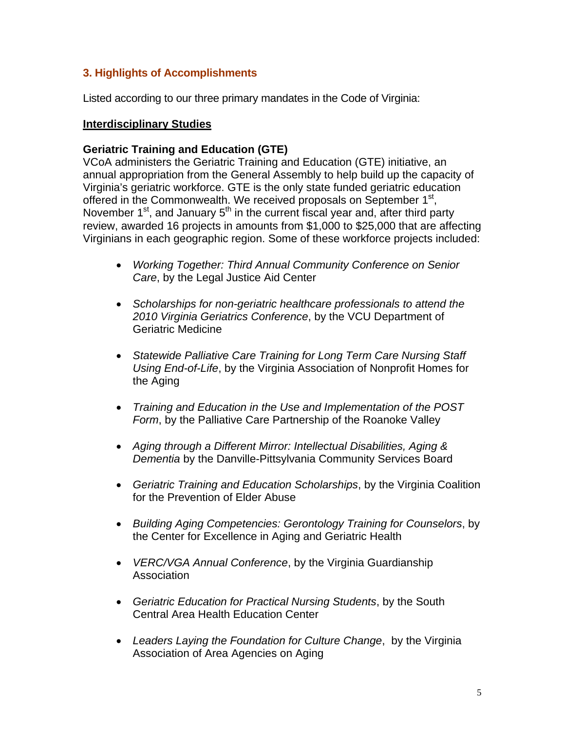## 3. Highlights of Accomplishments

Listed according to our three primary mandates in the Code of Virginia:

**Interdisciplinary Studies**

### Geriatric Training and Education (GTE)

VCoA administers the Geriatric Training and Education (GTE) initiative, an annual appropriation from the General Assembly to help build up the capacity of Virginia's geriatric workforce. GTE is the only state funded geriatric education offered in the Commonwealth. We received proposals on September 1st, November 1st, and January 5th in the current fiscal year and, after third party review, awarded 16 projects in amounts from $1,000 to $25,000 that are affecting Virginians in each geographic region. Some of these workforce projects included:

- *Working Together: Third Annual Community Conference on Senior Care*, by the Legal Justice Aid Center
- *Scholarships for non-geriatric healthcare professionals to attend the 2010 Virginia Geriatrics Conference*, by the VCU Department of Geriatric Medicine
- *Statewide Palliative Care Training for Long Term Care Nursing Staff Using End-of-Life*, by the Virginia Association of Nonprofit Homes for the Aging
- *Training and Education in the Use and Implementation of the POST Form*, by the Palliative Care Partnership of the Roanoke Valley
- *Aging through a Different Mirror: Intellectual Disabilities, Aging & Dementia* by the Danville-Pittsylvania Community Services Board
- *Geriatric Training and Education Scholarships*, by the Virginia Coalition for the Prevention of Elder Abuse
- *Building Aging Competencies: Gerontology Training for Counselors*, by the Center for Excellence in Aging and Geriatric Health
- *VERC/VGA Annual Conference*, by the Virginia Guardianship Association
- *Geriatric Education for Practical Nursing Students*, by the South Central Area Health Education Center
- *Leaders Laying the Foundation for Culture Change*, by the Virginia Association of Area Agencies on Aging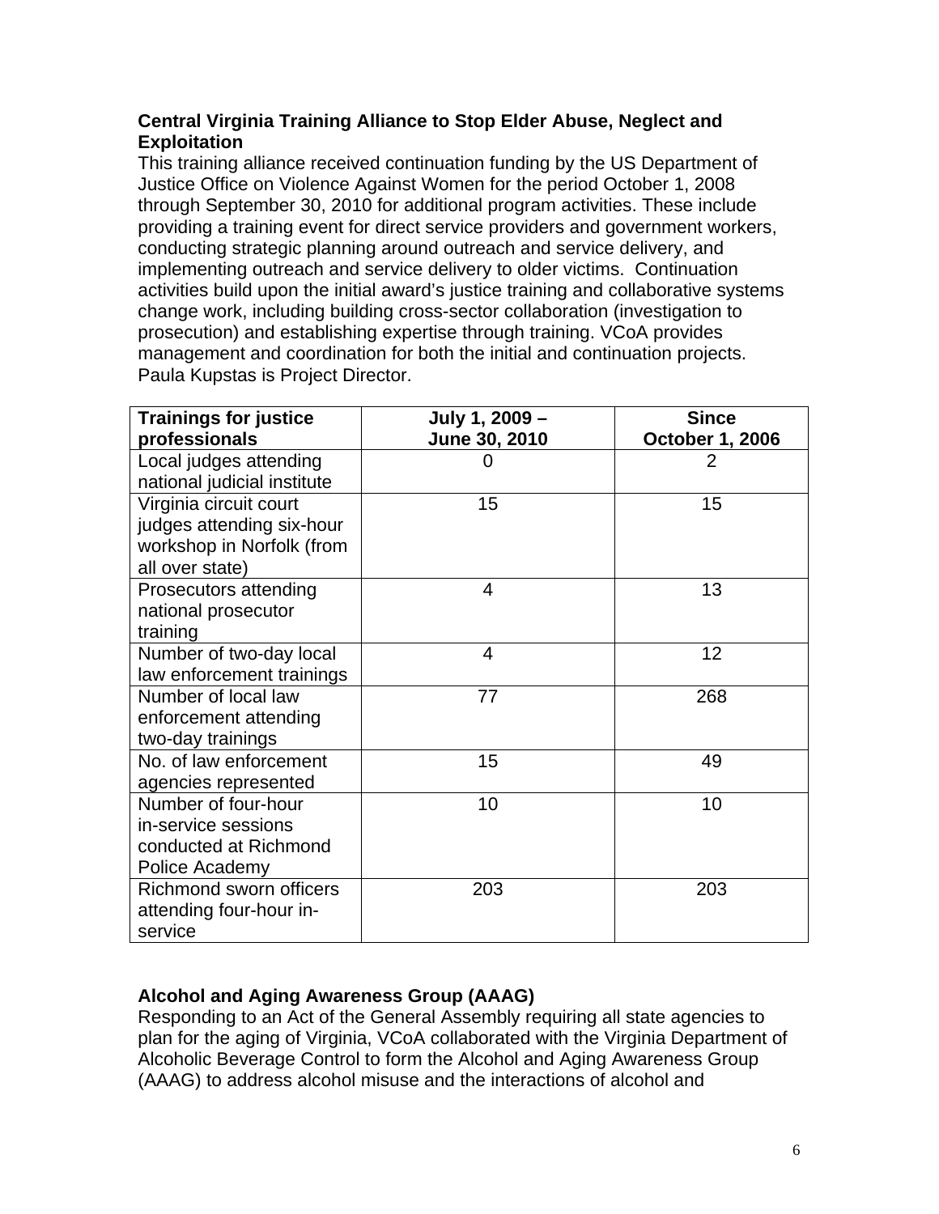**Central Virginia Training Alliance to Stop Elder Abuse, Neglect and Exploitation**

This training alliance received continuation funding by the US Department of Justice Office on Violence Against Women for the period October 1, 2008 through September 30, 2010 for additional program activities. These include providing a training event for direct service providers and government workers, conducting strategic planning around outreach and service delivery, and implementing outreach and service delivery to older victims. Continuation activities build upon the initial award's justice training and collaborative systems change work, including building cross-sector collaboration (investigation to prosecution) and establishing expertise through training. VCoA provides management and coordination for both the initial and continuation projects. Paula Kupstas is Project Director.

| Trainings for justice professionals | July 1, 2009 – June 30, 2010 | Since October 1, 2006 |
|---|---|---|
| Local judges attending national judicial institute | 0 | 2 |
| Virginia circuit court judges attending six-hour workshop in Norfolk (from all over state) | 15 | 15 |
| Prosecutors attending national prosecutor training | 4 | 13 |
| Number of two-day local law enforcement trainings | 4 | 12 |
| Number of local law enforcement attending two-day trainings | 77 | 268 |
| No. of law enforcement agencies represented | 15 | 49 |
| Number of four-hour in-service sessions conducted at Richmond Police Academy | 10 | 10 |
| Richmond sworn officers attending four-hour in-service | 203 | 203 |

**Alcohol and Aging Awareness Group (AAAG)**

Responding to an Act of the General Assembly requiring all state agencies to plan for the aging of Virginia, VCoA collaborated with the Virginia Department of Alcoholic Beverage Control to form the Alcohol and Aging Awareness Group (AAAG) to address alcohol misuse and the interactions of alcohol and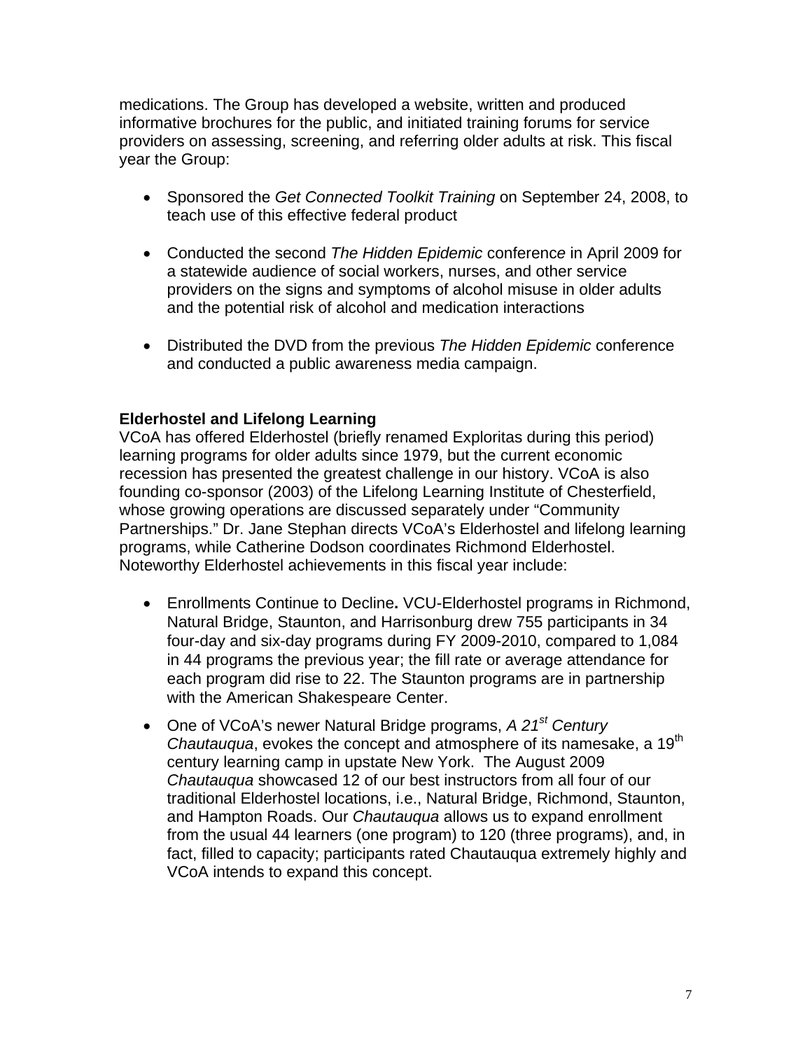medications. The Group has developed a website, written and produced informative brochures for the public, and initiated training forums for service providers on assessing, screening, and referring older adults at risk. This fiscal year the Group:

- Sponsored the *Get Connected Toolkit Training* on September 24, 2008, to teach use of this effective federal product
- Conducted the second *The Hidden Epidemic* conference in April 2009 for a statewide audience of social workers, nurses, and other service providers on the signs and symptoms of alcohol misuse in older adults and the potential risk of alcohol and medication interactions
- Distributed the DVD from the previous *The Hidden Epidemic* conference and conducted a public awareness media campaign.

**Elderhostel and Lifelong Learning**

VCoA has offered Elderhostel (briefly renamed Exploritas during this period) learning programs for older adults since 1979, but the current economic recession has presented the greatest challenge in our history. VCoA is also founding co-sponsor (2003) of the Lifelong Learning Institute of Chesterfield, whose growing operations are discussed separately under "Community Partnerships." Dr. Jane Stephan directs VCoA's Elderhostel and lifelong learning programs, while Catherine Dodson coordinates Richmond Elderhostel. Noteworthy Elderhostel achievements in this fiscal year include:

- Enrollments Continue to Decline**.** VCU-Elderhostel programs in Richmond, Natural Bridge, Staunton, and Harrisonburg drew 755 participants in 34 four-day and six-day programs during FY 2009-2010, compared to 1,084 in 44 programs the previous year; the fill rate or average attendance for each program did rise to 22. The Staunton programs are in partnership with the American Shakespeare Center.
- One of VCoA's newer Natural Bridge programs, *A 21st Century Chautauqua*, evokes the concept and atmosphere of its namesake, a 19th century learning camp in upstate New York. The August 2009 *Chautauqua* showcased 12 of our best instructors from all four of our traditional Elderhostel locations, i.e., Natural Bridge, Richmond, Staunton, and Hampton Roads. Our *Chautauqua* allows us to expand enrollment from the usual 44 learners (one program) to 120 (three programs), and, in fact, filled to capacity; participants rated Chautauqua extremely highly and VCoA intends to expand this concept.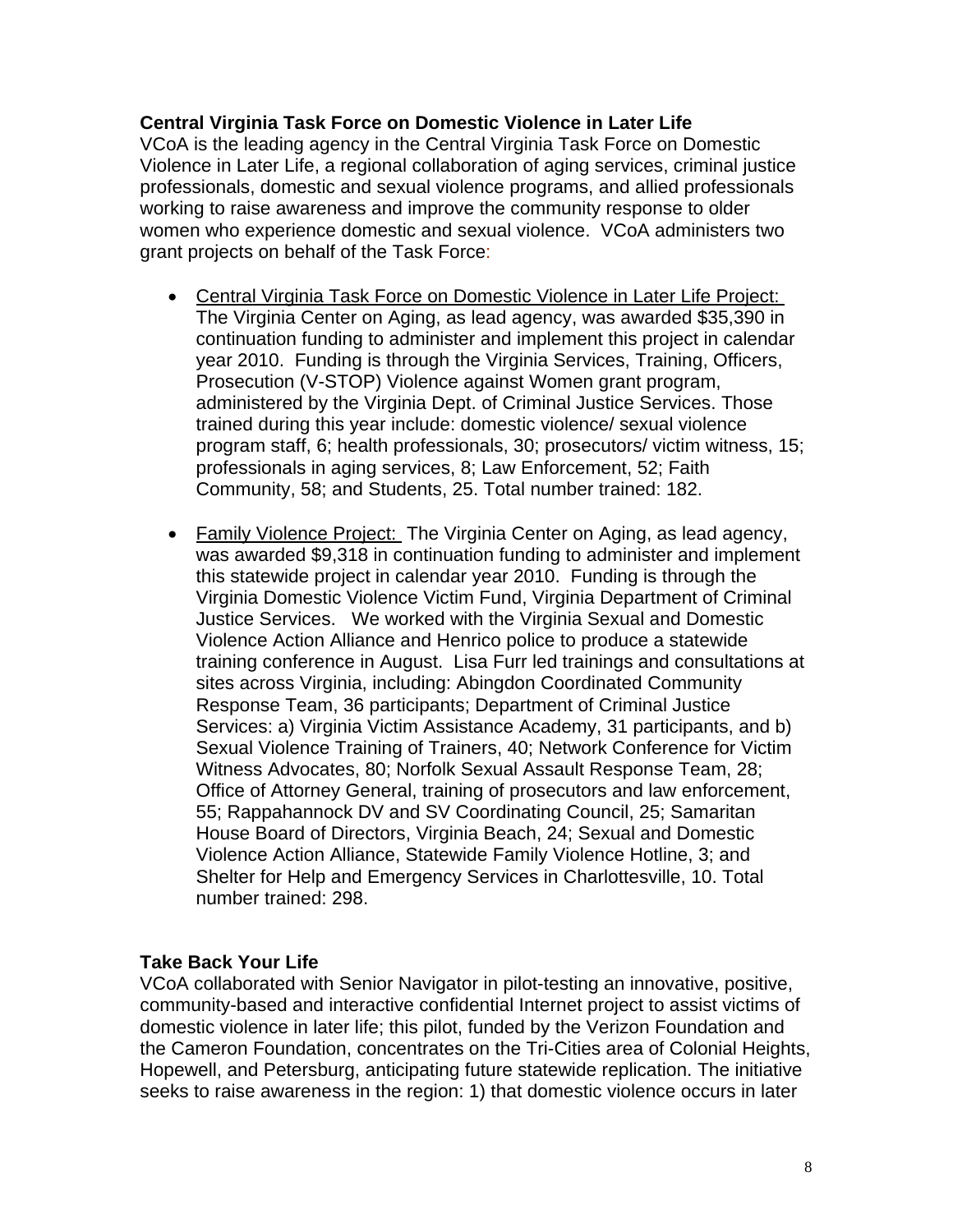**Central Virginia Task Force on Domestic Violence in Later Life**

VCoA is the leading agency in the Central Virginia Task Force on Domestic Violence in Later Life, a regional collaboration of aging services, criminal justice professionals, domestic and sexual violence programs, and allied professionals working to raise awareness and improve the community response to older women who experience domestic and sexual violence. VCoA administers two grant projects on behalf of the Task Force:

- Central Virginia Task Force on Domestic Violence in Later Life Project: The Virginia Center on Aging, as lead agency, was awarded $35,390 in continuation funding to administer and implement this project in calendar year 2010. Funding is through the Virginia Services, Training, Officers, Prosecution (V-STOP) Violence against Women grant program, administered by the Virginia Dept. of Criminal Justice Services. Those trained during this year include: domestic violence/ sexual violence program staff, 6; health professionals, 30; prosecutors/ victim witness, 15; professionals in aging services, 8; Law Enforcement, 52; Faith Community, 58; and Students, 25. Total number trained: 182.

- Family Violence Project: The Virginia Center on Aging, as lead agency, was awarded $9,318 in continuation funding to administer and implement this statewide project in calendar year 2010. Funding is through the Virginia Domestic Violence Victim Fund, Virginia Department of Criminal Justice Services. We worked with the Virginia Sexual and Domestic Violence Action Alliance and Henrico police to produce a statewide training conference in August. Lisa Furr led trainings and consultations at sites across Virginia, including: Abingdon Coordinated Community Response Team, 36 participants; Department of Criminal Justice Services: a) Virginia Victim Assistance Academy, 31 participants, and b) Sexual Violence Training of Trainers, 40; Network Conference for Victim Witness Advocates, 80; Norfolk Sexual Assault Response Team, 28; Office of Attorney General, training of prosecutors and law enforcement, 55; Rappahannock DV and SV Coordinating Council, 25; Samaritan House Board of Directors, Virginia Beach, 24; Sexual and Domestic Violence Action Alliance, Statewide Family Violence Hotline, 3; and Shelter for Help and Emergency Services in Charlottesville, 10. Total number trained: 298.

**Take Back Your Life**

VCoA collaborated with Senior Navigator in pilot-testing an innovative, positive, community-based and interactive confidential Internet project to assist victims of domestic violence in later life; this pilot, funded by the Verizon Foundation and the Cameron Foundation, concentrates on the Tri-Cities area of Colonial Heights, Hopewell, and Petersburg, anticipating future statewide replication. The initiative seeks to raise awareness in the region: 1) that domestic violence occurs in later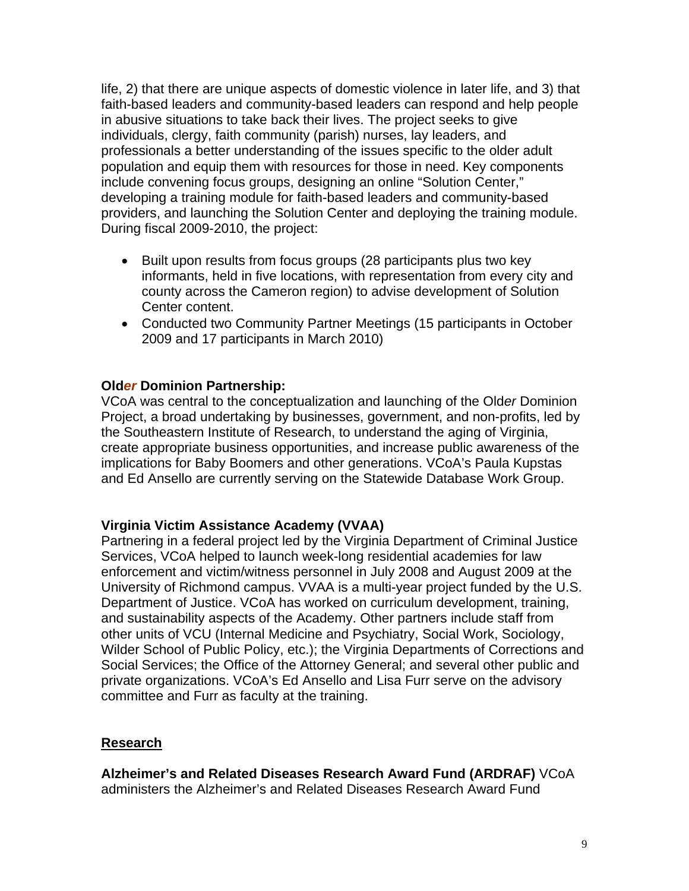life, 2) that there are unique aspects of domestic violence in later life, and 3) that faith-based leaders and community-based leaders can respond and help people in abusive situations to take back their lives. The project seeks to give individuals, clergy, faith community (parish) nurses, lay leaders, and professionals a better understanding of the issues specific to the older adult population and equip them with resources for those in need. Key components include convening focus groups, designing an online "Solution Center," developing a training module for faith-based leaders and community-based providers, and launching the Solution Center and deploying the training module. During fiscal 2009-2010, the project:

- Built upon results from focus groups (28 participants plus two key informants, held in five locations, with representation from every city and county across the Cameron region) to advise development of Solution Center content.
- Conducted two Community Partner Meetings (15 participants in October 2009 and 17 participants in March 2010)

**Old*er* Dominion Partnership:**
VCoA was central to the conceptualization and launching of the Old*er* Dominion Project, a broad undertaking by businesses, government, and non-profits, led by the Southeastern Institute of Research, to understand the aging of Virginia, create appropriate business opportunities, and increase public awareness of the implications for Baby Boomers and other generations. VCoA's Paula Kupstas and Ed Ansello are currently serving on the Statewide Database Work Group.

**Virginia Victim Assistance Academy (VVAA)**
Partnering in a federal project led by the Virginia Department of Criminal Justice Services, VCoA helped to launch week-long residential academies for law enforcement and victim/witness personnel in July 2008 and August 2009 at the University of Richmond campus. VVAA is a multi-year project funded by the U.S. Department of Justice. VCoA has worked on curriculum development, training, and sustainability aspects of the Academy. Other partners include staff from other units of VCU (Internal Medicine and Psychiatry, Social Work, Sociology, Wilder School of Public Policy, etc.); the Virginia Departments of Corrections and Social Services; the Office of the Attorney General; and several other public and private organizations. VCoA's Ed Ansello and Lisa Furr serve on the advisory committee and Furr as faculty at the training.

## Research

**Alzheimer's and Related Diseases Research Award Fund (ARDRAF)** VCoA administers the Alzheimer's and Related Diseases Research Award Fund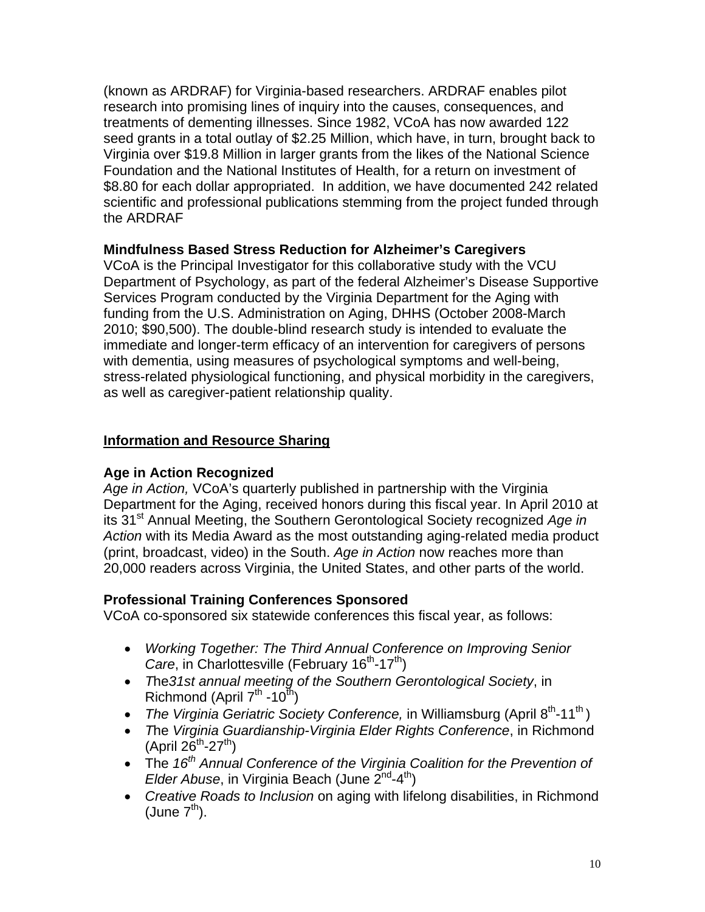(known as ARDRAF) for Virginia-based researchers. ARDRAF enables pilot research into promising lines of inquiry into the causes, consequences, and treatments of dementing illnesses. Since 1982, VCoA has now awarded 122 seed grants in a total outlay of $2.25 Million, which have, in turn, brought back to Virginia over $19.8 Million in larger grants from the likes of the National Science Foundation and the National Institutes of Health, for a return on investment of $8.80 for each dollar appropriated. In addition, we have documented 242 related scientific and professional publications stemming from the project funded through the ARDRAF

**Mindfulness Based Stress Reduction for Alzheimer's Caregivers**

VCoA is the Principal Investigator for this collaborative study with the VCU Department of Psychology, as part of the federal Alzheimer's Disease Supportive Services Program conducted by the Virginia Department for the Aging with funding from the U.S. Administration on Aging, DHHS (October 2008-March 2010; $90,500). The double-blind research study is intended to evaluate the immediate and longer-term efficacy of an intervention for caregivers of persons with dementia, using measures of psychological symptoms and well-being, stress-related physiological functioning, and physical morbidity in the caregivers, as well as caregiver-patient relationship quality.

## Information and Resource Sharing

**Age in Action Recognized**

*Age in Action,* VCoA's quarterly published in partnership with the Virginia Department for the Aging, received honors during this fiscal year. In April 2010 at its 31st Annual Meeting, the Southern Gerontological Society recognized *Age in Action* with its Media Award as the most outstanding aging-related media product (print, broadcast, video) in the South. *Age in Action* now reaches more than 20,000 readers across Virginia, the United States, and other parts of the world.

**Professional Training Conferences Sponsored**

VCoA co-sponsored six statewide conferences this fiscal year, as follows:

- *Working Together: The Third Annual Conference on Improving Senior Care*, in Charlottesville (February 16th-17th)
- *The31st annual meeting of the Southern Gerontological Society*, in Richmond (April 7th -10th)
- *The Virginia Geriatric Society Conference,* in Williamsburg (April 8th-11th )
- *The Virginia Guardianship-Virginia Elder Rights Conference*, in Richmond (April 26th-27th)
- The *16th Annual Conference of the Virginia Coalition for the Prevention of Elder Abuse*, in Virginia Beach (June 2nd-4th)
- *Creative Roads to Inclusion* on aging with lifelong disabilities, in Richmond (June 7th).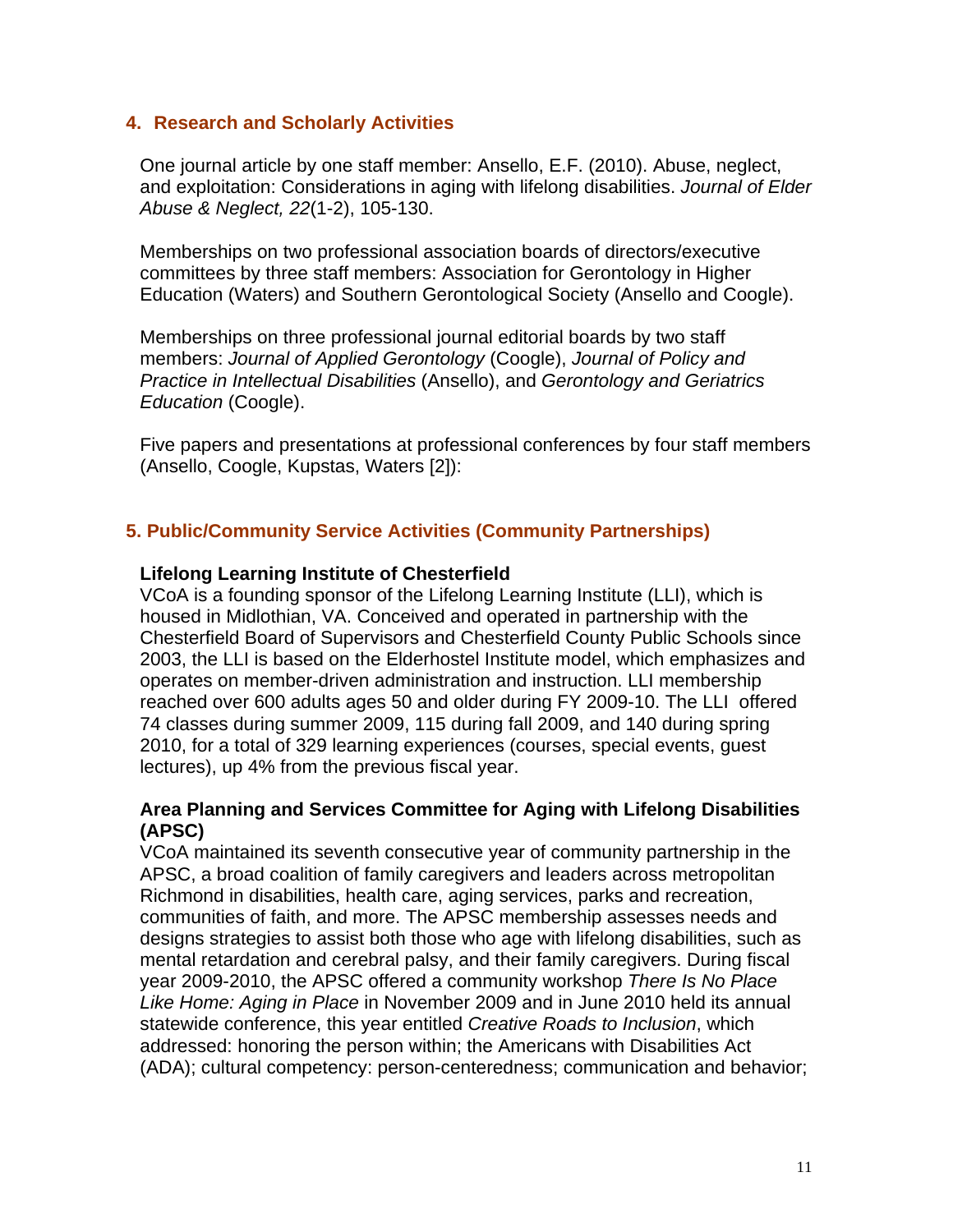## 4. Research and Scholarly Activities

One journal article by one staff member: Ansello, E.F. (2010). Abuse, neglect, and exploitation: Considerations in aging with lifelong disabilities. *Journal of Elder Abuse & Neglect, 22*(1-2), 105-130.

Memberships on two professional association boards of directors/executive committees by three staff members: Association for Gerontology in Higher Education (Waters) and Southern Gerontological Society (Ansello and Coogle).

Memberships on three professional journal editorial boards by two staff members: *Journal of Applied Gerontology* (Coogle), *Journal of Policy and Practice in Intellectual Disabilities* (Ansello), and *Gerontology and Geriatrics Education* (Coogle).

Five papers and presentations at professional conferences by four staff members (Ansello, Coogle, Kupstas, Waters [2]):

## 5. Public/Community Service Activities (Community Partnerships)

**Lifelong Learning Institute of Chesterfield**

VCoA is a founding sponsor of the Lifelong Learning Institute (LLI), which is housed in Midlothian, VA. Conceived and operated in partnership with the Chesterfield Board of Supervisors and Chesterfield County Public Schools since 2003, the LLI is based on the Elderhostel Institute model, which emphasizes and operates on member-driven administration and instruction. LLI membership reached over 600 adults ages 50 and older during FY 2009-10. The LLI offered 74 classes during summer 2009, 115 during fall 2009, and 140 during spring 2010, for a total of 329 learning experiences (courses, special events, guest lectures), up 4% from the previous fiscal year.

**Area Planning and Services Committee for Aging with Lifelong Disabilities (APSC)**

VCoA maintained its seventh consecutive year of community partnership in the APSC, a broad coalition of family caregivers and leaders across metropolitan Richmond in disabilities, health care, aging services, parks and recreation, communities of faith, and more. The APSC membership assesses needs and designs strategies to assist both those who age with lifelong disabilities, such as mental retardation and cerebral palsy, and their family caregivers. During fiscal year 2009-2010, the APSC offered a community workshop *There Is No Place Like Home: Aging in Place* in November 2009 and in June 2010 held its annual statewide conference, this year entitled *Creative Roads to Inclusion*, which addressed: honoring the person within; the Americans with Disabilities Act (ADA); cultural competency: person-centeredness; communication and behavior;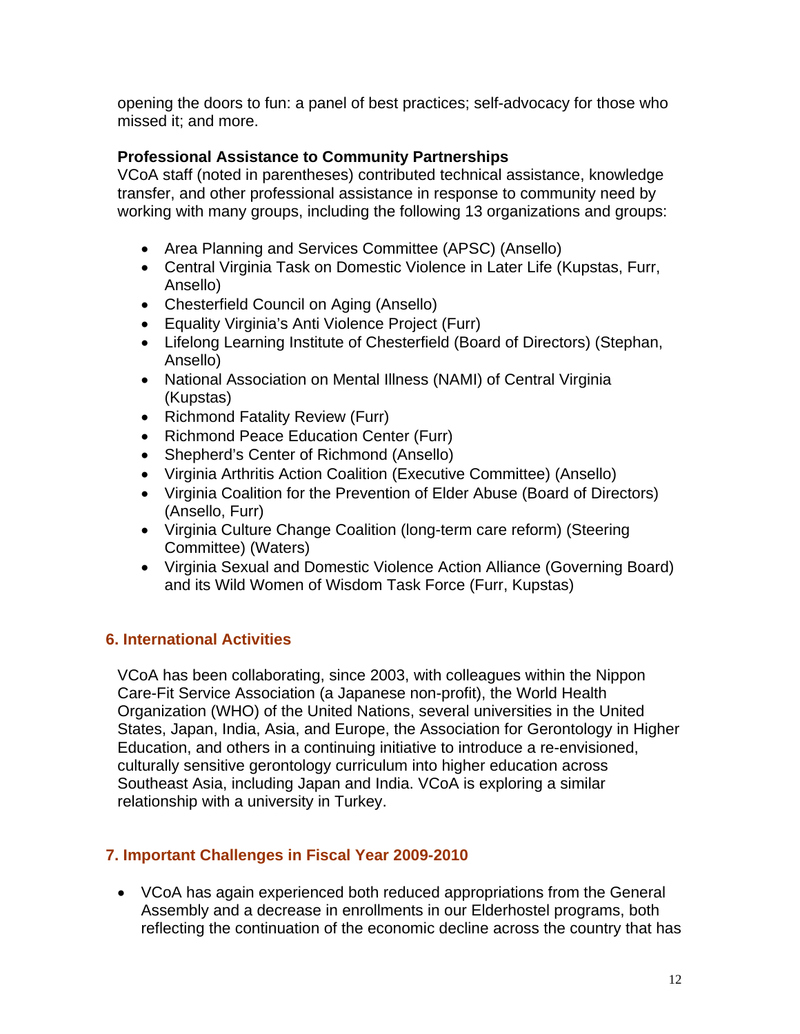opening the doors to fun: a panel of best practices; self-advocacy for those who missed it; and more.

**Professional Assistance to Community Partnerships**

VCoA staff (noted in parentheses) contributed technical assistance, knowledge transfer, and other professional assistance in response to community need by working with many groups, including the following 13 organizations and groups:

- Area Planning and Services Committee (APSC) (Ansello)
- Central Virginia Task on Domestic Violence in Later Life (Kupstas, Furr, Ansello)
- Chesterfield Council on Aging (Ansello)
- Equality Virginia's Anti Violence Project (Furr)
- Lifelong Learning Institute of Chesterfield (Board of Directors) (Stephan, Ansello)
- National Association on Mental Illness (NAMI) of Central Virginia (Kupstas)
- Richmond Fatality Review (Furr)
- Richmond Peace Education Center (Furr)
- Shepherd's Center of Richmond (Ansello)
- Virginia Arthritis Action Coalition (Executive Committee) (Ansello)
- Virginia Coalition for the Prevention of Elder Abuse (Board of Directors) (Ansello, Furr)
- Virginia Culture Change Coalition (long-term care reform) (Steering Committee) (Waters)
- Virginia Sexual and Domestic Violence Action Alliance (Governing Board) and its Wild Women of Wisdom Task Force (Furr, Kupstas)

## 6. International Activities

VCoA has been collaborating, since 2003, with colleagues within the Nippon Care-Fit Service Association (a Japanese non-profit), the World Health Organization (WHO) of the United Nations, several universities in the United States, Japan, India, Asia, and Europe, the Association for Gerontology in Higher Education, and others in a continuing initiative to introduce a re-envisioned, culturally sensitive gerontology curriculum into higher education across Southeast Asia, including Japan and India. VCoA is exploring a similar relationship with a university in Turkey.

## 7. Important Challenges in Fiscal Year 2009-2010

- VCoA has again experienced both reduced appropriations from the General Assembly and a decrease in enrollments in our Elderhostel programs, both reflecting the continuation of the economic decline across the country that has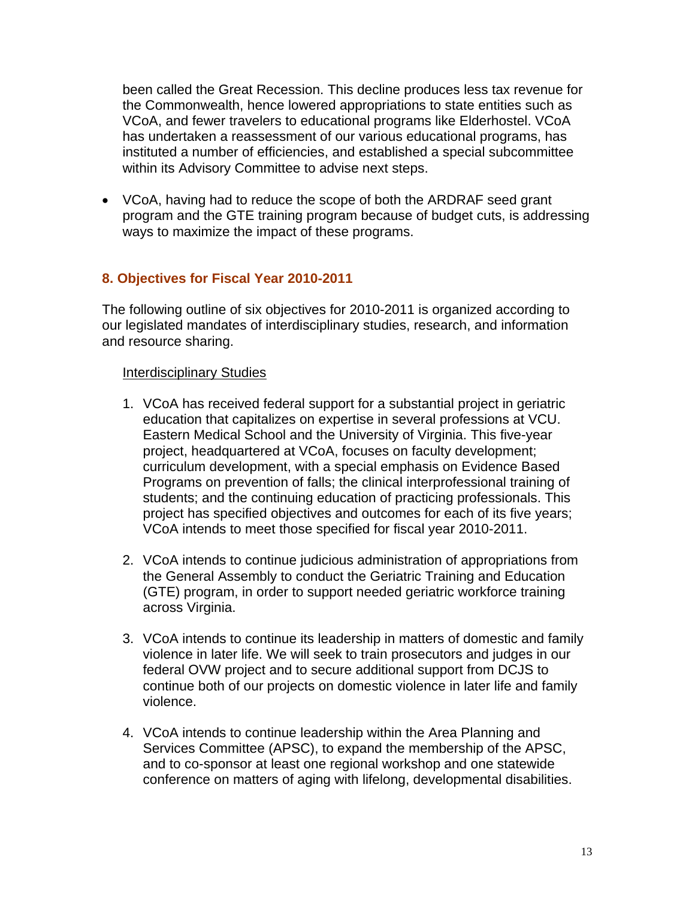been called the Great Recession. This decline produces less tax revenue for the Commonwealth, hence lowered appropriations to state entities such as VCoA, and fewer travelers to educational programs like Elderhostel. VCoA has undertaken a reassessment of our various educational programs, has instituted a number of efficiencies, and established a special subcommittee within its Advisory Committee to advise next steps.

- VCoA, having had to reduce the scope of both the ARDRAF seed grant program and the GTE training program because of budget cuts, is addressing ways to maximize the impact of these programs.

## 8. Objectives for Fiscal Year 2010-2011

The following outline of six objectives for 2010-2011 is organized according to our legislated mandates of interdisciplinary studies, research, and information and resource sharing.

<u>Interdisciplinary Studies</u>

1. VCoA has received federal support for a substantial project in geriatric education that capitalizes on expertise in several professions at VCU. Eastern Medical School and the University of Virginia. This five-year project, headquartered at VCoA, focuses on faculty development; curriculum development, with a special emphasis on Evidence Based Programs on prevention of falls; the clinical interprofessional training of students; and the continuing education of practicing professionals. This project has specified objectives and outcomes for each of its five years; VCoA intends to meet those specified for fiscal year 2010-2011.

2. VCoA intends to continue judicious administration of appropriations from the General Assembly to conduct the Geriatric Training and Education (GTE) program, in order to support needed geriatric workforce training across Virginia.

3. VCoA intends to continue its leadership in matters of domestic and family violence in later life. We will seek to train prosecutors and judges in our federal OVW project and to secure additional support from DCJS to continue both of our projects on domestic violence in later life and family violence.

4. VCoA intends to continue leadership within the Area Planning and Services Committee (APSC), to expand the membership of the APSC, and to co-sponsor at least one regional workshop and one statewide conference on matters of aging with lifelong, developmental disabilities.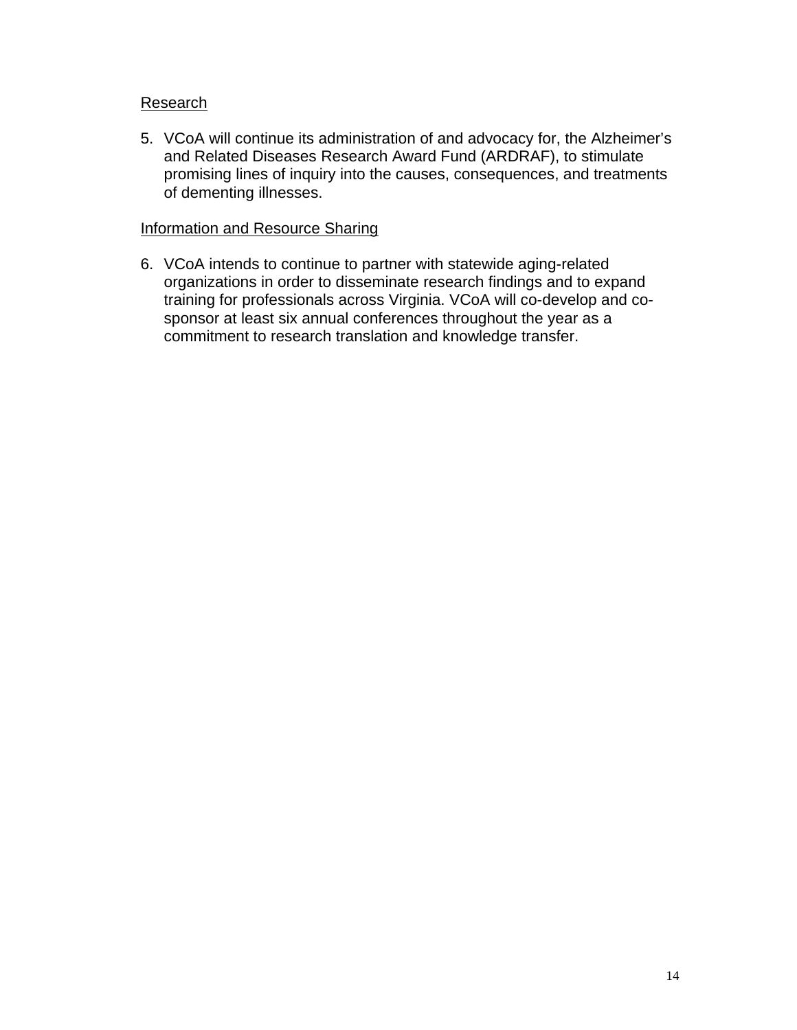Research

5. VCoA will continue its administration of and advocacy for, the Alzheimer's and Related Diseases Research Award Fund (ARDRAF), to stimulate promising lines of inquiry into the causes, consequences, and treatments of dementing illnesses.

Information and Resource Sharing

6. VCoA intends to continue to partner with statewide aging-related organizations in order to disseminate research findings and to expand training for professionals across Virginia. VCoA will co-develop and co-sponsor at least six annual conferences throughout the year as a commitment to research translation and knowledge transfer.